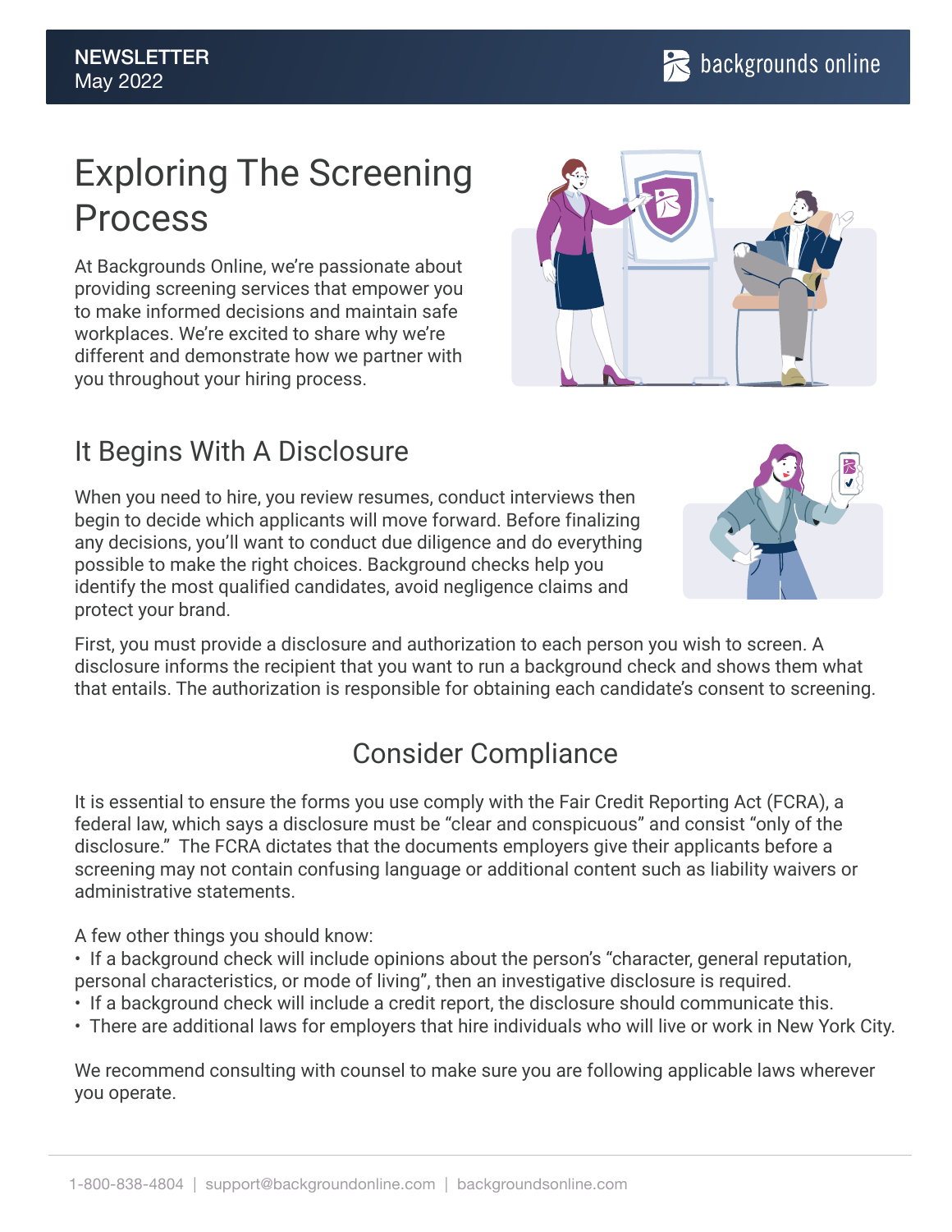NEWSLETTER
May 2022

# Exploring The Screening Process

At Backgrounds Online, we're passionate about providing screening services that empower you to make informed decisions and maintain safe workplaces. We're excited to share why we're different and demonstrate how we partner with you throughout your hiring process.

## It Begins With A Disclosure

When you need to hire, you review resumes, conduct interviews then begin to decide which applicants will move forward. Before finalizing any decisions, you'll want to conduct due diligence and do everything possible to make the right choices. Background checks help you identify the most qualified candidates, avoid negligence claims and protect your brand.

First, you must provide a disclosure and authorization to each person you wish to screen. A disclosure informs the recipient that you want to run a background check and shows them what that entails. The authorization is responsible for obtaining each candidate's consent to screening.

## Consider Compliance

It is essential to ensure the forms you use comply with the Fair Credit Reporting Act (FCRA), a federal law, which says a disclosure must be "clear and conspicuous" and consist "only of the disclosure." The FCRA dictates that the documents employers give their applicants before a screening may not contain confusing language or additional content such as liability waivers or administrative statements.

A few other things you should know:

- If a background check will include opinions about the person's "character, general reputation, personal characteristics, or mode of living", then an investigative disclosure is required.
- If a background check will include a credit report, the disclosure should communicate this.
- There are additional laws for employers that hire individuals who will live or work in New York City.

We recommend consulting with counsel to make sure you are following applicable laws wherever you operate.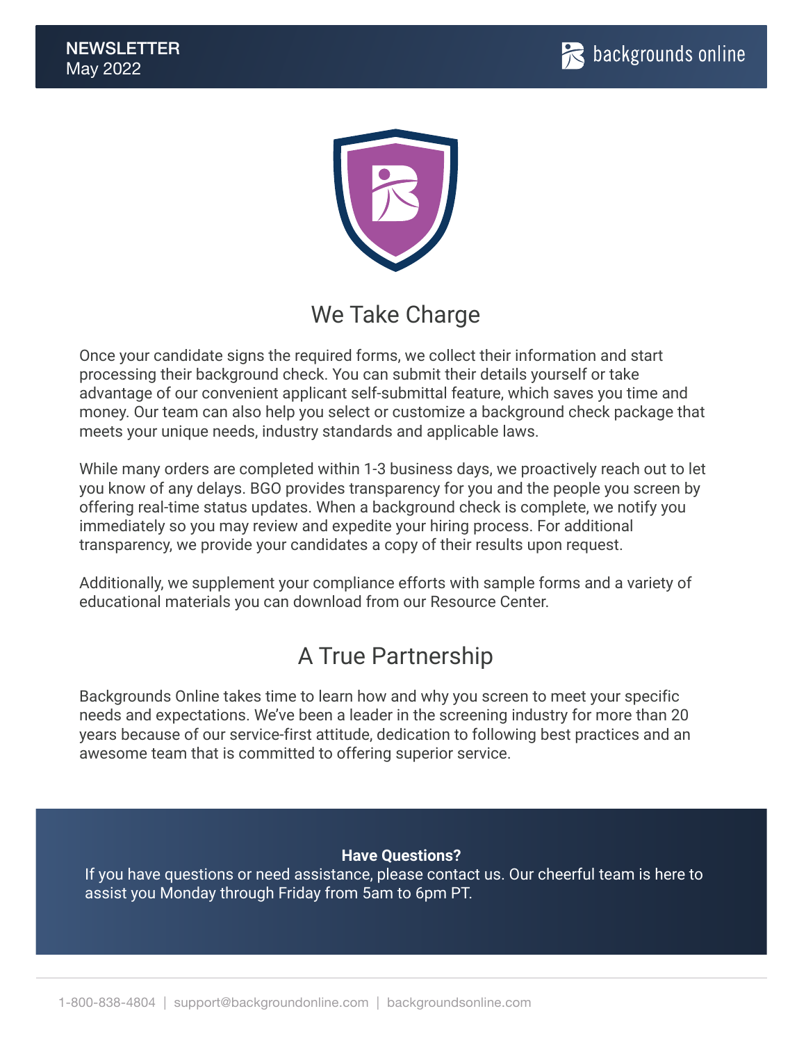## We Take Charge

Once your candidate signs the required forms, we collect their information and start processing their background check. You can submit their details yourself or take advantage of our convenient applicant self-submittal feature, which saves you time and money. Our team can also help you select or customize a background check package that meets your unique needs, industry standards and applicable laws.

While many orders are completed within 1-3 business days, we proactively reach out to let you know of any delays. BGO provides transparency for you and the people you screen by offering real-time status updates. When a background check is complete, we notify you immediately so you may review and expedite your hiring process. For additional transparency, we provide your candidates a copy of their results upon request.

Additionally, we supplement your compliance efforts with sample forms and a variety of educational materials you can download from our Resource Center.

## A True Partnership

Backgrounds Online takes time to learn how and why you screen to meet your specific needs and expectations. We've been a leader in the screening industry for more than 20 years because of our service-first attitude, dedication to following best practices and an awesome team that is committed to offering superior service.

**Have Questions?**

If you have questions or need assistance, please contact us. Our cheerful team is here to assist you Monday through Friday from 5am to 6pm PT.

1-800-838-4804 | support@backgroundonline.com | backgroundsonline.com